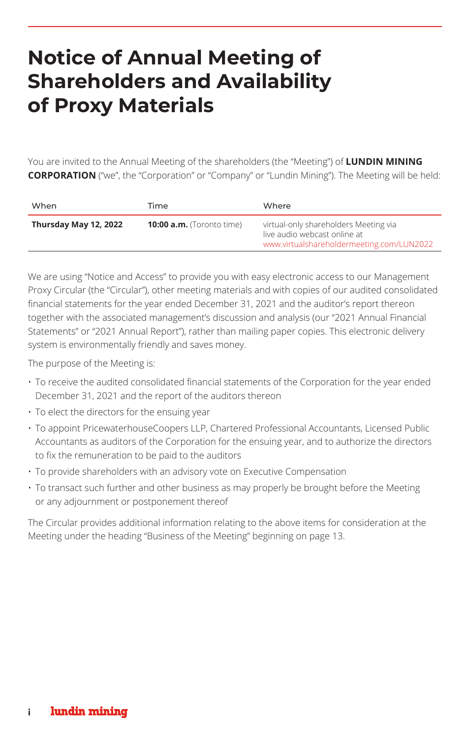# Notice of Annual Meeting of Shareholders and Availability of Proxy Materials

You are invited to the Annual Meeting of the shareholders (the "Meeting") of **LUNDIN MINING CORPORATION** ("we", the "Corporation" or "Company" or "Lundin Mining"). The Meeting will be held:

| When | Time | Where |
|---|---|---|
| **Thursday May 12, 2022** | **10:00 a.m.** (Toronto time) | virtual-only shareholders Meeting via live audio webcast online at www.virtualshareholdermeeting.com/LUN2022 |

We are using "Notice and Access" to provide you with easy electronic access to our Management Proxy Circular (the "Circular"), other meeting materials and with copies of our audited consolidated financial statements for the year ended December 31, 2021 and the auditor's report thereon together with the associated management's discussion and analysis (our "2021 Annual Financial Statements" or "2021 Annual Report"), rather than mailing paper copies. This electronic delivery system is environmentally friendly and saves money.

The purpose of the Meeting is:

- To receive the audited consolidated financial statements of the Corporation for the year ended December 31, 2021 and the report of the auditors thereon
- To elect the directors for the ensuing year
- To appoint PricewaterhouseCoopers LLP, Chartered Professional Accountants, Licensed Public Accountants as auditors of the Corporation for the ensuing year, and to authorize the directors to fix the remuneration to be paid to the auditors
- To provide shareholders with an advisory vote on Executive Compensation
- To transact such further and other business as may properly be brought before the Meeting or any adjournment or postponement thereof

The Circular provides additional information relating to the above items for consideration at the Meeting under the heading "Business of the Meeting" beginning on page 13.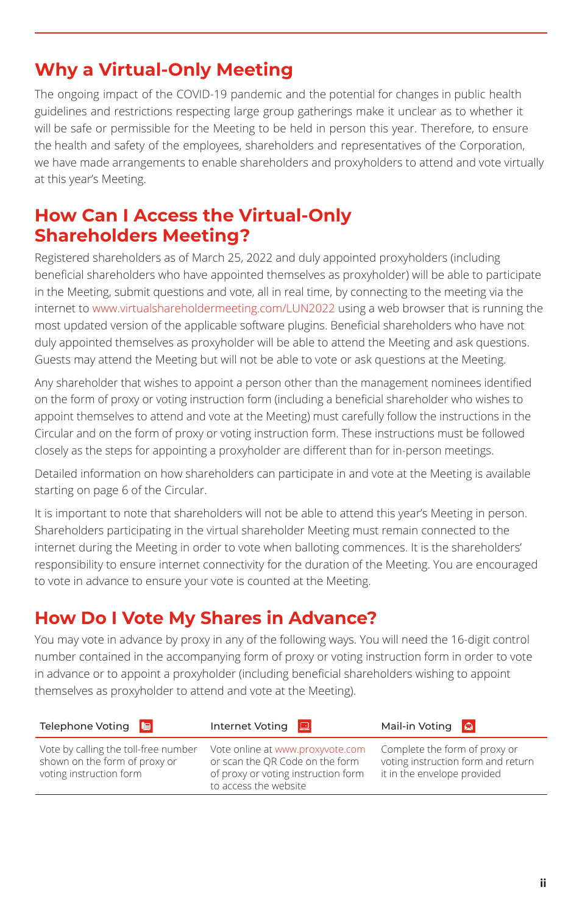## Why a Virtual-Only Meeting

The ongoing impact of the COVID-19 pandemic and the potential for changes in public health guidelines and restrictions respecting large group gatherings make it unclear as to whether it will be safe or permissible for the Meeting to be held in person this year. Therefore, to ensure the health and safety of the employees, shareholders and representatives of the Corporation, we have made arrangements to enable shareholders and proxyholders to attend and vote virtually at this year's Meeting.

## How Can I Access the Virtual-Only Shareholders Meeting?

Registered shareholders as of March 25, 2022 and duly appointed proxyholders (including beneficial shareholders who have appointed themselves as proxyholder) will be able to participate in the Meeting, submit questions and vote, all in real time, by connecting to the meeting via the internet to www.virtualshareholdermeeting.com/LUN2022 using a web browser that is running the most updated version of the applicable software plugins. Beneficial shareholders who have not duly appointed themselves as proxyholder will be able to attend the Meeting and ask questions. Guests may attend the Meeting but will not be able to vote or ask questions at the Meeting.

Any shareholder that wishes to appoint a person other than the management nominees identified on the form of proxy or voting instruction form (including a beneficial shareholder who wishes to appoint themselves to attend and vote at the Meeting) must carefully follow the instructions in the Circular and on the form of proxy or voting instruction form. These instructions must be followed closely as the steps for appointing a proxyholder are different than for in-person meetings.

Detailed information on how shareholders can participate in and vote at the Meeting is available starting on page 6 of the Circular.

It is important to note that shareholders will not be able to attend this year's Meeting in person. Shareholders participating in the virtual shareholder Meeting must remain connected to the internet during the Meeting in order to vote when balloting commences. It is the shareholders' responsibility to ensure internet connectivity for the duration of the Meeting. You are encouraged to vote in advance to ensure your vote is counted at the Meeting.

## How Do I Vote My Shares in Advance?

You may vote in advance by proxy in any of the following ways. You will need the 16-digit control number contained in the accompanying form of proxy or voting instruction form in order to vote in advance or to appoint a proxyholder (including beneficial shareholders wishing to appoint themselves as proxyholder to attend and vote at the Meeting).

| Telephone Voting | Internet Voting | Mail-in Voting |
|---|---|---|
| Vote by calling the toll-free number shown on the form of proxy or voting instruction form | Vote online at www.proxyvote.com or scan the QR Code on the form of proxy or voting instruction form to access the website | Complete the form of proxy or voting instruction form and return it in the envelope provided |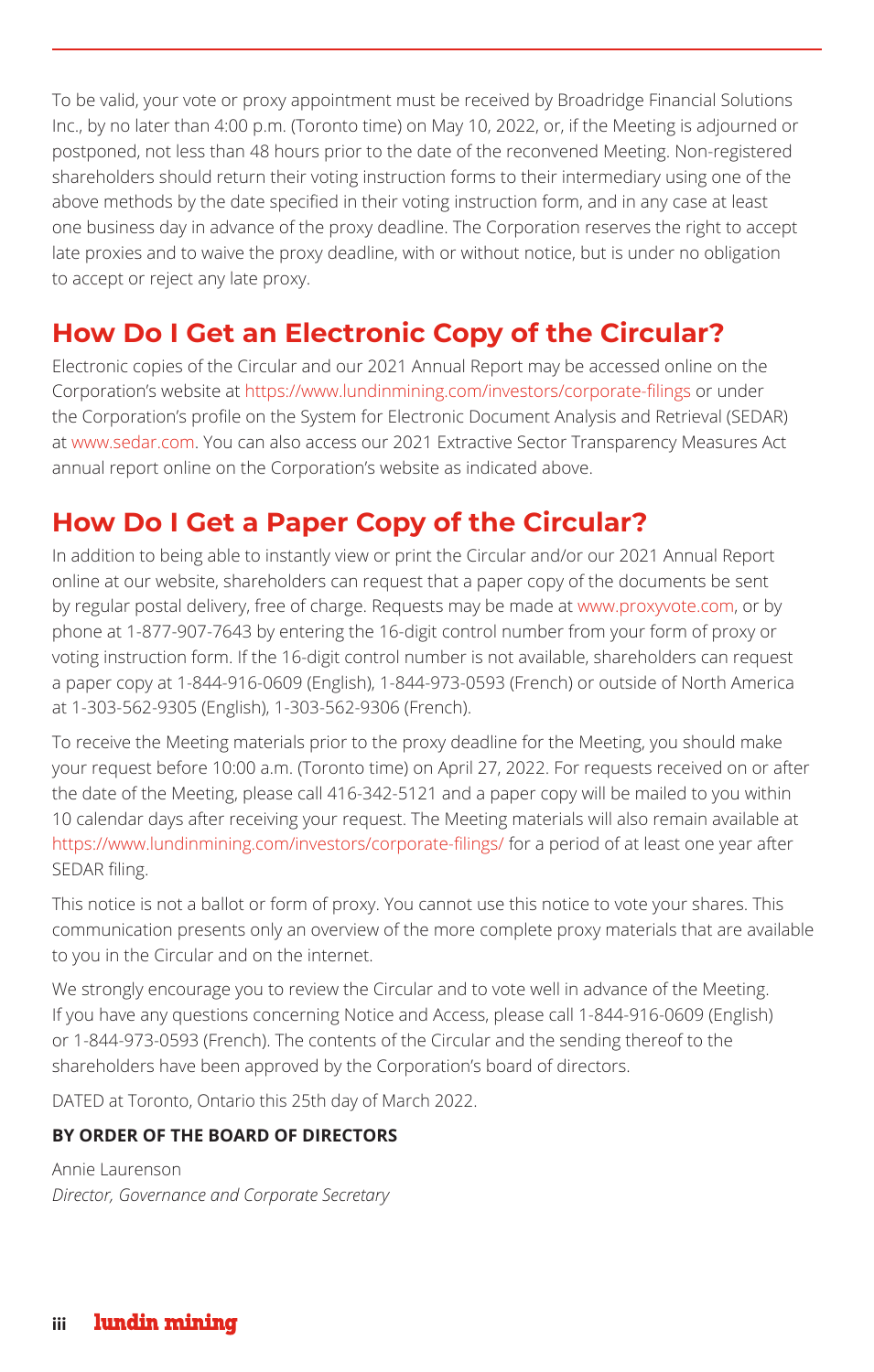To be valid, your vote or proxy appointment must be received by Broadridge Financial Solutions Inc., by no later than 4:00 p.m. (Toronto time) on May 10, 2022, or, if the Meeting is adjourned or postponed, not less than 48 hours prior to the date of the reconvened Meeting. Non-registered shareholders should return their voting instruction forms to their intermediary using one of the above methods by the date specified in their voting instruction form, and in any case at least one business day in advance of the proxy deadline. The Corporation reserves the right to accept late proxies and to waive the proxy deadline, with or without notice, but is under no obligation to accept or reject any late proxy.

## How Do I Get an Electronic Copy of the Circular?

Electronic copies of the Circular and our 2021 Annual Report may be accessed online on the Corporation's website at https://www.lundinmining.com/investors/corporate-filings or under the Corporation's profile on the System for Electronic Document Analysis and Retrieval (SEDAR) at www.sedar.com. You can also access our 2021 Extractive Sector Transparency Measures Act annual report online on the Corporation's website as indicated above.

## How Do I Get a Paper Copy of the Circular?

In addition to being able to instantly view or print the Circular and/or our 2021 Annual Report online at our website, shareholders can request that a paper copy of the documents be sent by regular postal delivery, free of charge. Requests may be made at www.proxyvote.com, or by phone at 1-877-907-7643 by entering the 16-digit control number from your form of proxy or voting instruction form. If the 16-digit control number is not available, shareholders can request a paper copy at 1-844-916-0609 (English), 1-844-973-0593 (French) or outside of North America at 1-303-562-9305 (English), 1-303-562-9306 (French).

To receive the Meeting materials prior to the proxy deadline for the Meeting, you should make your request before 10:00 a.m. (Toronto time) on April 27, 2022. For requests received on or after the date of the Meeting, please call 416-342-5121 and a paper copy will be mailed to you within 10 calendar days after receiving your request. The Meeting materials will also remain available at https://www.lundinmining.com/investors/corporate-filings/ for a period of at least one year after SEDAR filing.

This notice is not a ballot or form of proxy. You cannot use this notice to vote your shares. This communication presents only an overview of the more complete proxy materials that are available to you in the Circular and on the internet.

We strongly encourage you to review the Circular and to vote well in advance of the Meeting. If you have any questions concerning Notice and Access, please call 1-844-916-0609 (English) or 1-844-973-0593 (French). The contents of the Circular and the sending thereof to the shareholders have been approved by the Corporation's board of directors.

DATED at Toronto, Ontario this 25th day of March 2022.

**BY ORDER OF THE BOARD OF DIRECTORS**

Annie Laurenson
*Director, Governance and Corporate Secretary*